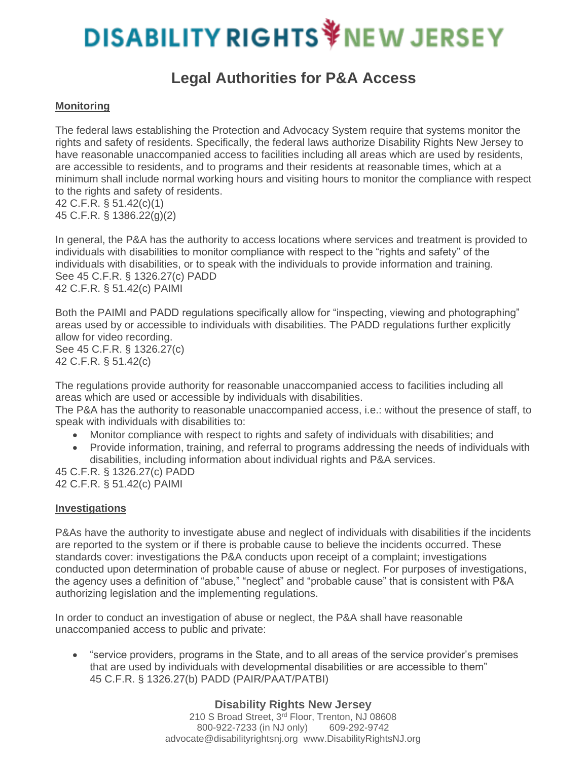# DISABILITY RIGHTS NEW JERSEY

## Legal Authorities for P&A Access

**Monitoring**

The federal laws establishing the Protection and Advocacy System require that systems monitor the rights and safety of residents. Specifically, the federal laws authorize Disability Rights New Jersey to have reasonable unaccompanied access to facilities including all areas which are used by residents, are accessible to residents, and to programs and their residents at reasonable times, which at a minimum shall include normal working hours and visiting hours to monitor the compliance with respect to the rights and safety of residents.
42 C.F.R. § 51.42(c)(1)
45 C.F.R. § 1386.22(g)(2)

In general, the P&A has the authority to access locations where services and treatment is provided to individuals with disabilities to monitor compliance with respect to the "rights and safety" of the individuals with disabilities, or to speak with the individuals to provide information and training.
See 45 C.F.R. § 1326.27(c) PADD
42 C.F.R. § 51.42(c) PAIMI

Both the PAIMI and PADD regulations specifically allow for "inspecting, viewing and photographing" areas used by or accessible to individuals with disabilities. The PADD regulations further explicitly allow for video recording.
See 45 C.F.R. § 1326.27(c)
42 C.F.R. § 51.42(c)

The regulations provide authority for reasonable unaccompanied access to facilities including all areas which are used or accessible by individuals with disabilities.
The P&A has the authority to reasonable unaccompanied access, i.e.: without the presence of staff, to speak with individuals with disabilities to:

- Monitor compliance with respect to rights and safety of individuals with disabilities; and
- Provide information, training, and referral to programs addressing the needs of individuals with disabilities, including information about individual rights and P&A services.

45 C.F.R. § 1326.27(c) PADD
42 C.F.R. § 51.42(c) PAIMI

**Investigations**

P&As have the authority to investigate abuse and neglect of individuals with disabilities if the incidents are reported to the system or if there is probable cause to believe the incidents occurred. These standards cover: investigations the P&A conducts upon receipt of a complaint; investigations conducted upon determination of probable cause of abuse or neglect. For purposes of investigations, the agency uses a definition of "abuse," "neglect" and "probable cause" that is consistent with P&A authorizing legislation and the implementing regulations.

In order to conduct an investigation of abuse or neglect, the P&A shall have reasonable unaccompanied access to public and private:

- "service providers, programs in the State, and to all areas of the service provider's premises that are used by individuals with developmental disabilities or are accessible to them"
  45 C.F.R. § 1326.27(b) PADD (PAIR/PAAT/PATBI)

**Disability Rights New Jersey**
210 S Broad Street, 3rd Floor, Trenton, NJ 08608
800-922-7233 (in NJ only) 609-292-9742
advocate@disabilityrightsnj.org www.DisabilityRightsNJ.org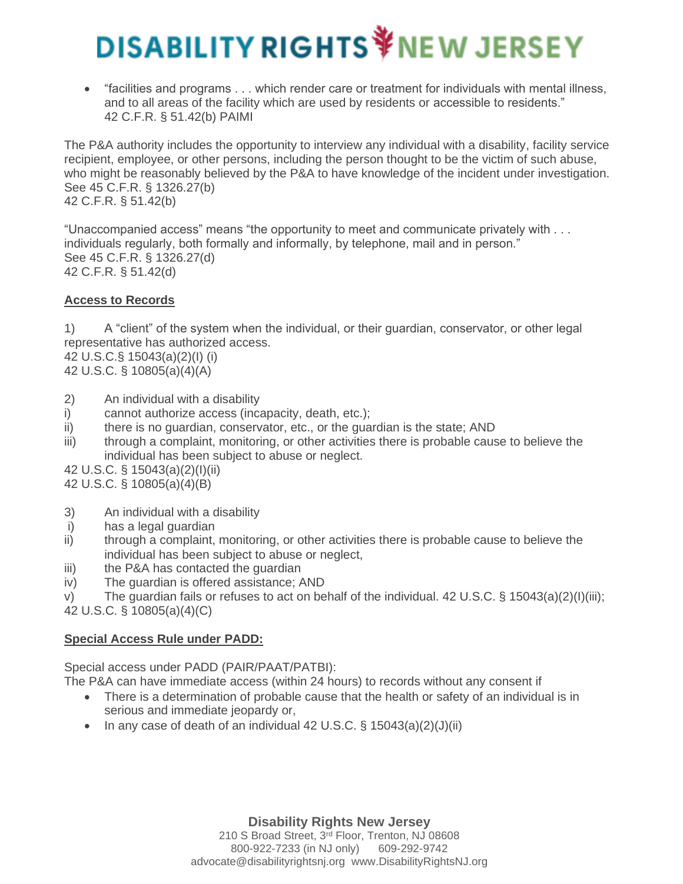- "facilities and programs . . . which render care or treatment for individuals with mental illness, and to all areas of the facility which are used by residents or accessible to residents." 42 C.F.R. § 51.42(b) PAIMI

The P&A authority includes the opportunity to interview any individual with a disability, facility service recipient, employee, or other persons, including the person thought to be the victim of such abuse, who might be reasonably believed by the P&A to have knowledge of the incident under investigation.
See 45 C.F.R. § 1326.27(b)
42 C.F.R. § 51.42(b)

"Unaccompanied access" means "the opportunity to meet and communicate privately with . . . individuals regularly, both formally and informally, by telephone, mail and in person."
See 45 C.F.R. § 1326.27(d)
42 C.F.R. § 51.42(d)

**Access to Records**

1) A "client" of the system when the individual, or their guardian, conservator, or other legal representative has authorized access.
42 U.S.C.§ 15043(a)(2)(I) (i)
42 U.S.C. § 10805(a)(4)(A)

2) An individual with a disability
i) cannot authorize access (incapacity, death, etc.);
ii) there is no guardian, conservator, etc., or the guardian is the state; AND
iii) through a complaint, monitoring, or other activities there is probable cause to believe the individual has been subject to abuse or neglect.
42 U.S.C. § 15043(a)(2)(I)(ii)
42 U.S.C. § 10805(a)(4)(B)

3) An individual with a disability
i) has a legal guardian
ii) through a complaint, monitoring, or other activities there is probable cause to believe the individual has been subject to abuse or neglect,
iii) the P&A has contacted the guardian
iv) The guardian is offered assistance; AND
v) The guardian fails or refuses to act on behalf of the individual. 42 U.S.C. § 15043(a)(2)(I)(iii);
42 U.S.C. § 10805(a)(4)(C)

**Special Access Rule under PADD:**

Special access under PADD (PAIR/PAAT/PATBI):
The P&A can have immediate access (within 24 hours) to records without any consent if

- There is a determination of probable cause that the health or safety of an individual is in serious and immediate jeopardy or,
- In any case of death of an individual 42 U.S.C. § 15043(a)(2)(J)(ii)

**Disability Rights New Jersey**
210 S Broad Street, 3rd Floor, Trenton, NJ 08608
800-922-7233 (in NJ only) 609-292-9742
advocate@disabilityrightsnj.org www.DisabilityRightsNJ.org